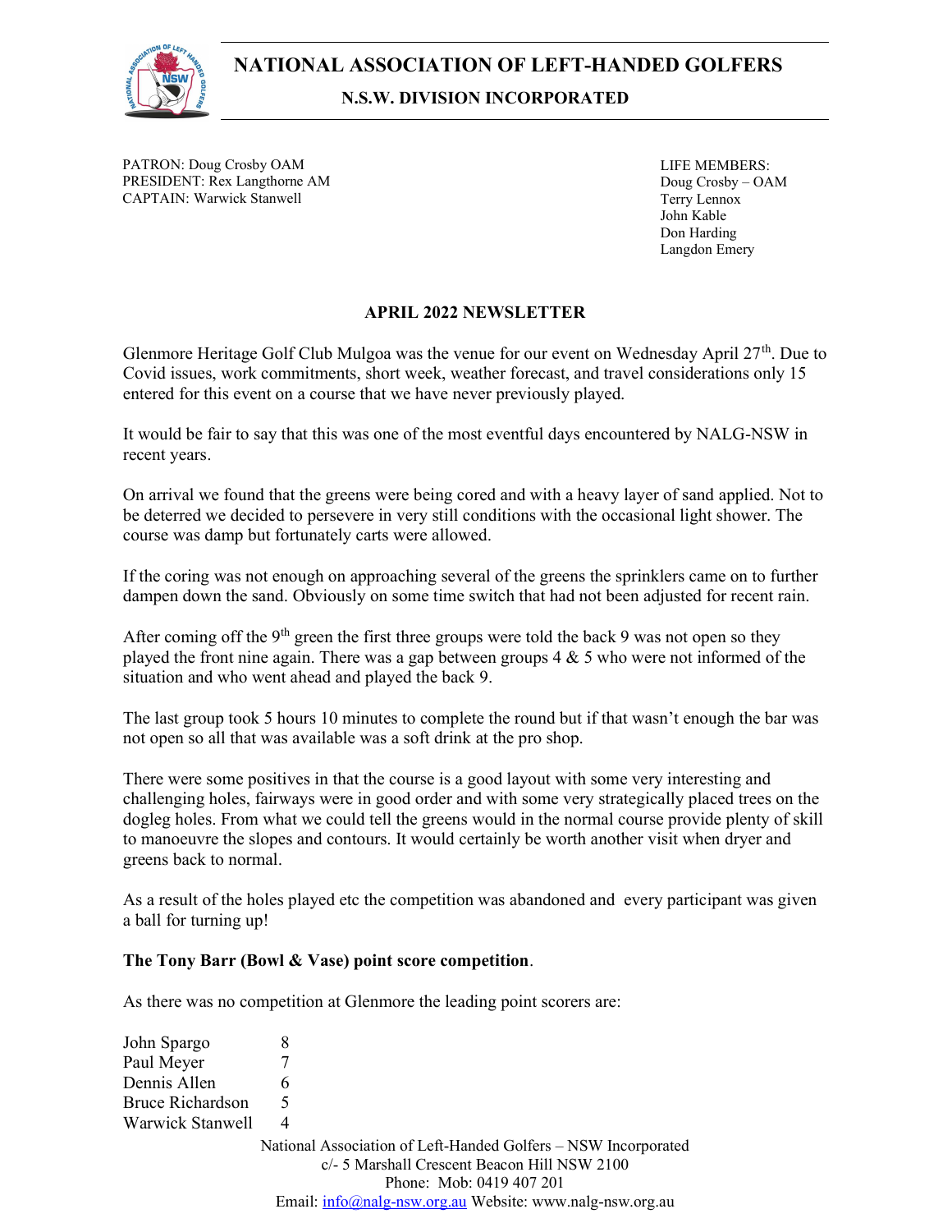# NATIONAL ASSOCIATION OF LEFT-HANDED GOLFERS

## N.S.W. DIVISION INCORPORATED

PATRON: Doug Crosby OAM
PRESIDENT: Rex Langthorne AM
CAPTAIN: Warwick Stanwell

LIFE MEMBERS:
Doug Crosby – OAM
Terry Lennox
John Kable
Don Harding
Langdon Emery

### APRIL 2022 NEWSLETTER

Glenmore Heritage Golf Club Mulgoa was the venue for our event on Wednesday April 27th. Due to Covid issues, work commitments, short week, weather forecast, and travel considerations only 15 entered for this event on a course that we have never previously played.

It would be fair to say that this was one of the most eventful days encountered by NALG-NSW in recent years.

On arrival we found that the greens were being cored and with a heavy layer of sand applied. Not to be deterred we decided to persevere in very still conditions with the occasional light shower. The course was damp but fortunately carts were allowed.

If the coring was not enough on approaching several of the greens the sprinklers came on to further dampen down the sand. Obviously on some time switch that had not been adjusted for recent rain.

After coming off the 9th green the first three groups were told the back 9 was not open so they played the front nine again. There was a gap between groups 4 & 5 who were not informed of the situation and who went ahead and played the back 9.

The last group took 5 hours 10 minutes to complete the round but if that wasn't enough the bar was not open so all that was available was a soft drink at the pro shop.

There were some positives in that the course is a good layout with some very interesting and challenging holes, fairways were in good order and with some very strategically placed trees on the dogleg holes. From what we could tell the greens would in the normal course provide plenty of skill to manoeuvre the slopes and contours. It would certainly be worth another visit when dryer and greens back to normal.

As a result of the holes played etc the competition was abandoned and every participant was given a ball for turning up!

**The Tony Barr (Bowl & Vase) point score competition**.

As there was no competition at Glenmore the leading point scorers are:

| | |
|---|---|
| John Spargo | 8 |
| Paul Meyer | 7 |
| Dennis Allen | 6 |
| Bruce Richardson | 5 |
| Warwick Stanwell | 4 |

National Association of Left-Handed Golfers – NSW Incorporated
c/- 5 Marshall Crescent Beacon Hill NSW 2100
Phone: Mob: 0419 407 201
Email: info@nalg-nsw.org.au Website: www.nalg-nsw.org.au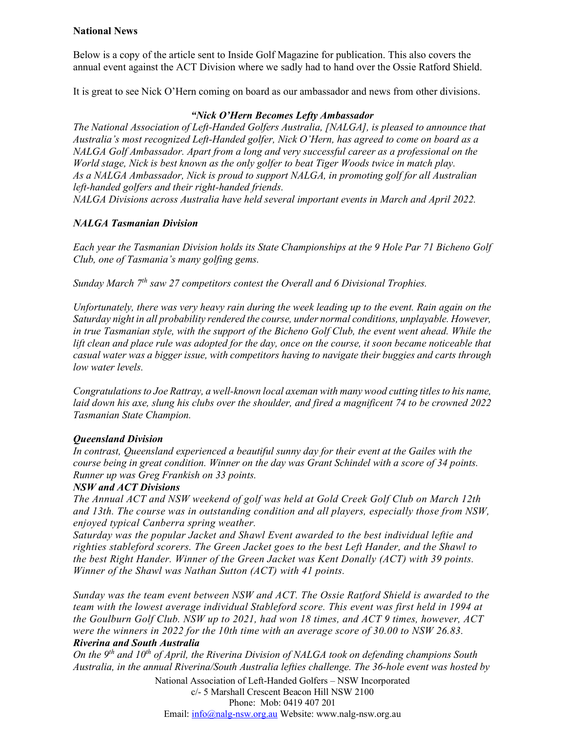**National News**

Below is a copy of the article sent to Inside Golf Magazine for publication. This also covers the annual event against the ACT Division where we sadly had to hand over the Ossie Ratford Shield.

It is great to see Nick O'Hern coming on board as our ambassador and news from other divisions.

***"Nick O'Hern Becomes Lefty Ambassador***

*The National Association of Left-Handed Golfers Australia, [NALGA], is pleased to announce that Australia's most recognized Left-Handed golfer, Nick O'Hern, has agreed to come on board as a NALGA Golf Ambassador. Apart from a long and very successful career as a professional on the World stage, Nick is best known as the only golfer to beat Tiger Woods twice in match play.*
*As a NALGA Ambassador, Nick is proud to support NALGA, in promoting golf for all Australian left-handed golfers and their right-handed friends.*
*NALGA Divisions across Australia have held several important events in March and April 2022.*

***NALGA Tasmanian Division***

*Each year the Tasmanian Division holds its State Championships at the 9 Hole Par 71 Bicheno Golf Club, one of Tasmania's many golfing gems.*

*Sunday March 7th saw 27 competitors contest the Overall and 6 Divisional Trophies.*

*Unfortunately, there was very heavy rain during the week leading up to the event. Rain again on the Saturday night in all probability rendered the course, under normal conditions, unplayable. However, in true Tasmanian style, with the support of the Bicheno Golf Club, the event went ahead. While the lift clean and place rule was adopted for the day, once on the course, it soon became noticeable that casual water was a bigger issue, with competitors having to navigate their buggies and carts through low water levels.*

*Congratulations to Joe Rattray, a well-known local axeman with many wood cutting titles to his name, laid down his axe, slung his clubs over the shoulder, and fired a magnificent 74 to be crowned 2022 Tasmanian State Champion.*

***Queensland Division***

*In contrast, Queensland experienced a beautiful sunny day for their event at the Gailes with the course being in great condition. Winner on the day was Grant Schindel with a score of 34 points. Runner up was Greg Frankish on 33 points.*

***NSW and ACT Divisions***

*The Annual ACT and NSW weekend of golf was held at Gold Creek Golf Club on March 12th and 13th. The course was in outstanding condition and all players, especially those from NSW, enjoyed typical Canberra spring weather.*
*Saturday was the popular Jacket and Shawl Event awarded to the best individual leftie and righties stableford scorers. The Green Jacket goes to the best Left Hander, and the Shawl to the best Right Hander. Winner of the Green Jacket was Kent Donally (ACT) with 39 points. Winner of the Shawl was Nathan Sutton (ACT) with 41 points.*

*Sunday was the team event between NSW and ACT. The Ossie Ratford Shield is awarded to the team with the lowest average individual Stableford score. This event was first held in 1994 at the Goulburn Golf Club. NSW up to 2021, had won 18 times, and ACT 9 times, however, ACT were the winners in 2022 for the 10th time with an average score of 30.00 to NSW 26.83.*

***Riverina and South Australia***

*On the 9th and 10th of April, the Riverina Division of NALGA took on defending champions South Australia, in the annual Riverina/South Australia lefties challenge. The 36-hole event was hosted by*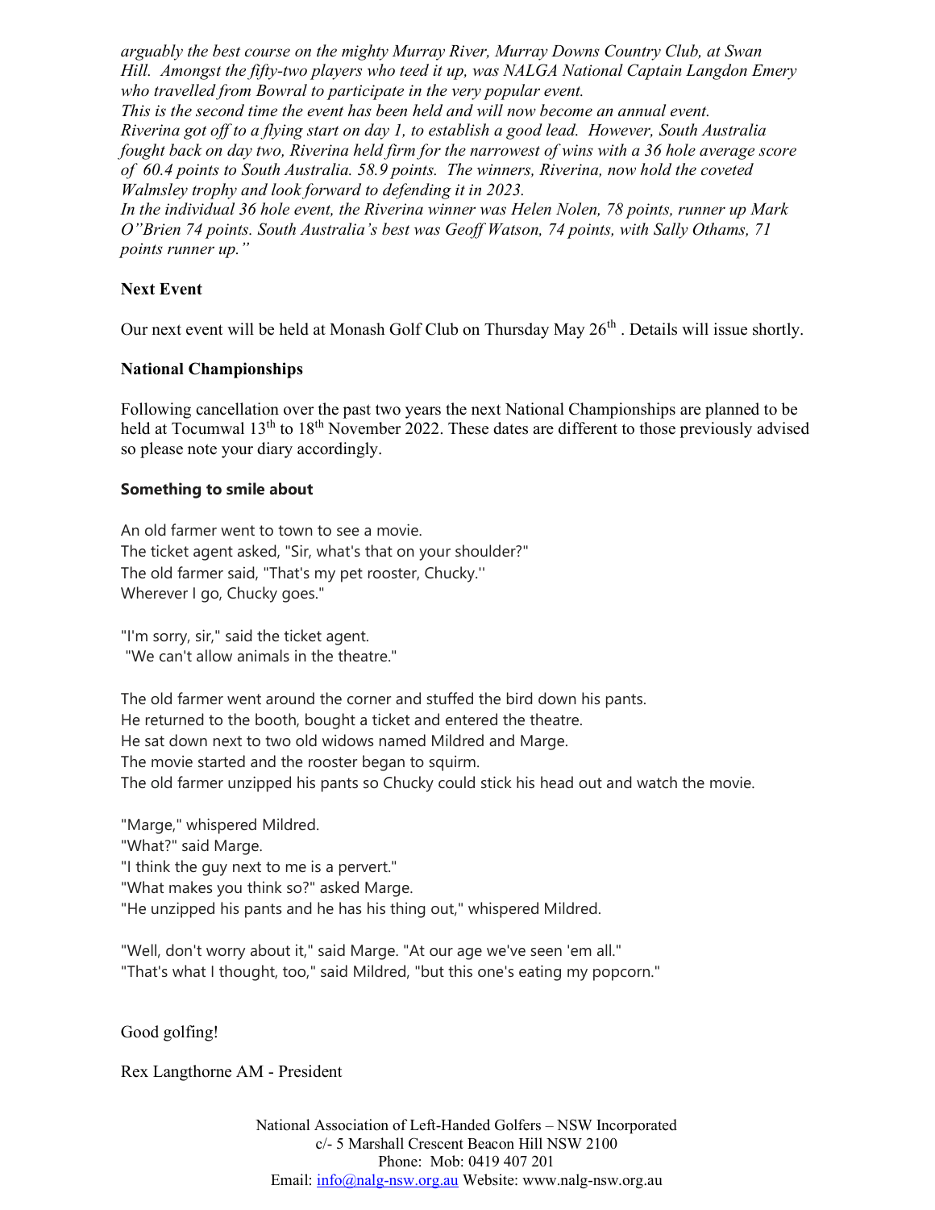*arguably the best course on the mighty Murray River, Murray Downs Country Club, at Swan Hill. Amongst the fifty-two players who teed it up, was NALGA National Captain Langdon Emery who travelled from Bowral to participate in the very popular event.*
*This is the second time the event has been held and will now become an annual event.*
*Riverina got off to a flying start on day 1, to establish a good lead. However, South Australia fought back on day two, Riverina held firm for the narrowest of wins with a 36 hole average score of 60.4 points to South Australia. 58.9 points. The winners, Riverina, now hold the coveted Walmsley trophy and look forward to defending it in 2023.*
*In the individual 36 hole event, the Riverina winner was Helen Nolen, 78 points, runner up Mark O"Brien 74 points. South Australia's best was Geoff Watson, 74 points, with Sally Othams, 71 points runner up."*

**Next Event**

Our next event will be held at Monash Golf Club on Thursday May 26th . Details will issue shortly.

**National Championships**

Following cancellation over the past two years the next National Championships are planned to be held at Tocumwal 13th to 18th November 2022. These dates are different to those previously advised so please note your diary accordingly.

**Something to smile about**

An old farmer went to town to see a movie.
The ticket agent asked, "Sir, what's that on your shoulder?"
The old farmer said, "That's my pet rooster, Chucky.''
Wherever I go, Chucky goes."

"I'm sorry, sir," said the ticket agent.
"We can't allow animals in the theatre."

The old farmer went around the corner and stuffed the bird down his pants.
He returned to the booth, bought a ticket and entered the theatre.
He sat down next to two old widows named Mildred and Marge.
The movie started and the rooster began to squirm.
The old farmer unzipped his pants so Chucky could stick his head out and watch the movie.

"Marge," whispered Mildred.
"What?" said Marge.
"I think the guy next to me is a pervert."
"What makes you think so?" asked Marge.
"He unzipped his pants and he has his thing out," whispered Mildred.

"Well, don't worry about it," said Marge. "At our age we've seen 'em all."
"That's what I thought, too," said Mildred, "but this one's eating my popcorn."

Good golfing!

Rex Langthorne AM - President

National Association of Left-Handed Golfers – NSW Incorporated
c/- 5 Marshall Crescent Beacon Hill NSW 2100
Phone: Mob: 0419 407 201
Email: info@nalg-nsw.org.au Website: www.nalg-nsw.org.au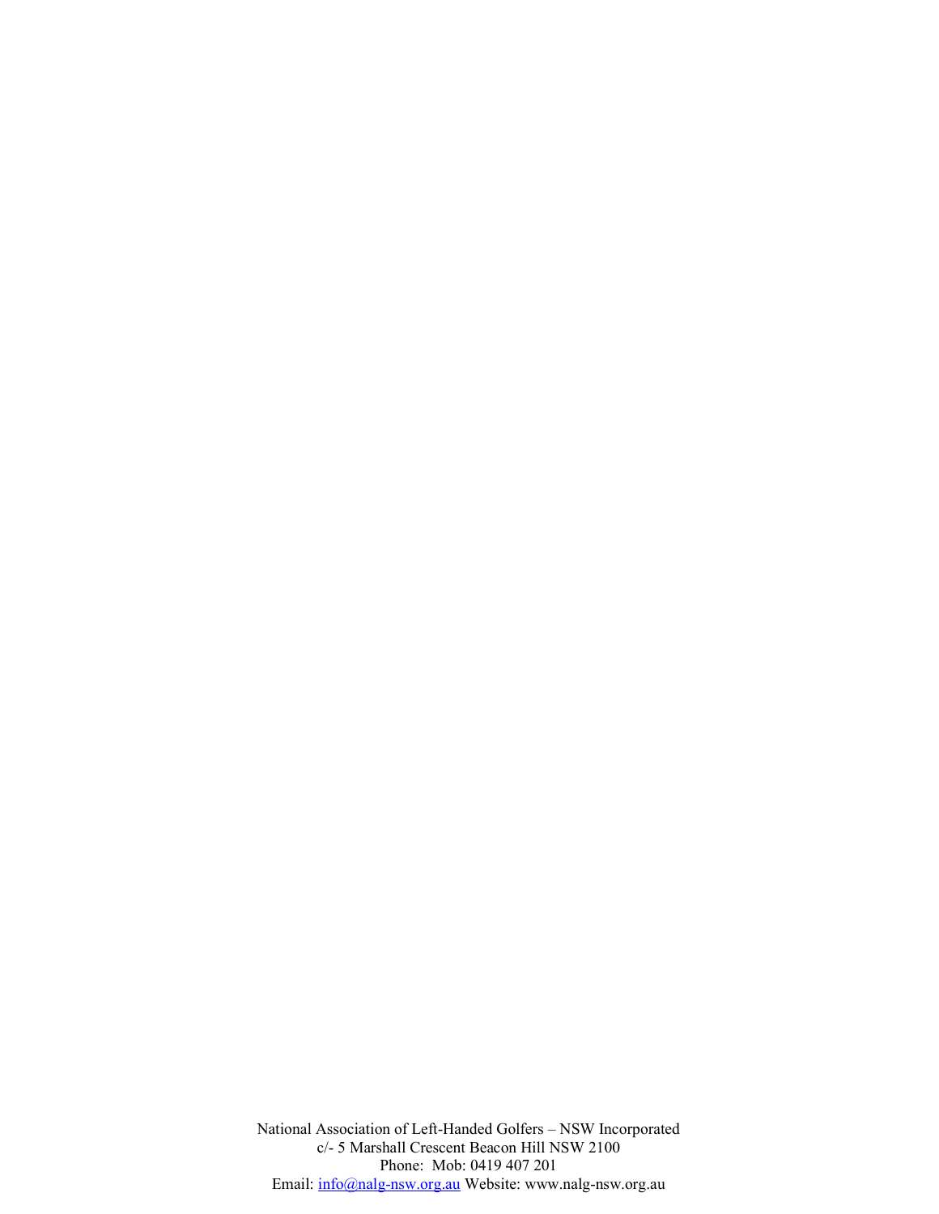National Association of Left-Handed Golfers – NSW Incorporated
c/- 5 Marshall Crescent Beacon Hill NSW 2100
Phone: Mob: 0419 407 201
Email: info@nalg-nsw.org.au Website: www.nalg-nsw.org.au